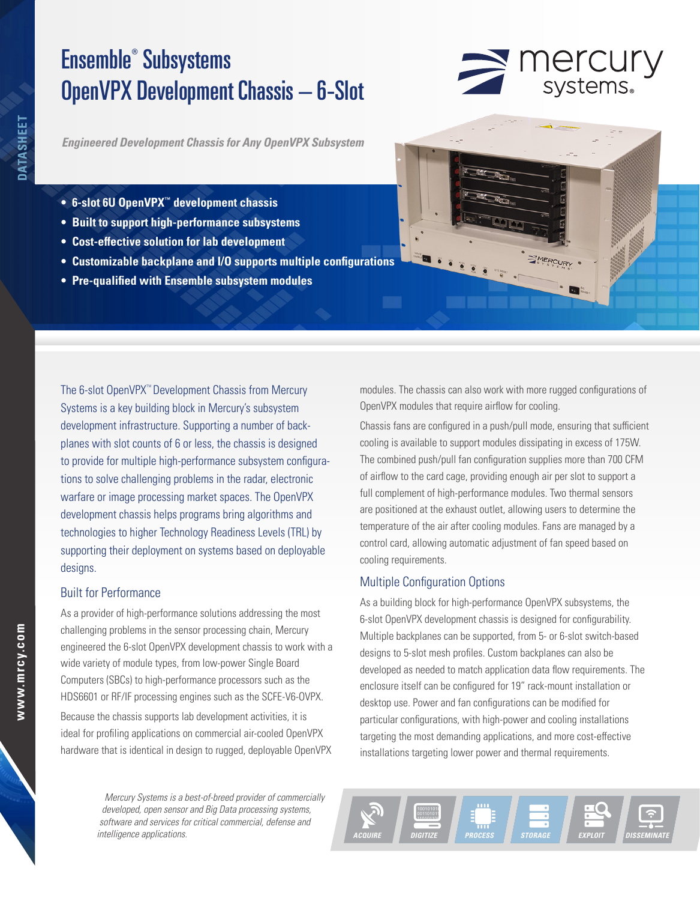# Ensemble® Subsystems
# OpenVPX Development Chassis – 6-Slot

*Engineered Development Chassis for Any OpenVPX Subsystem*

- **6-slot 6U OpenVPX™ development chassis**
- **Built to support high-performance subsystems**
- **Cost-effective solution for lab development**
- **Customizable backplane and I/O supports multiple configurations**
- **Pre-qualified with Ensemble subsystem modules**

The 6-slot OpenVPX™ Development Chassis from Mercury Systems is a key building block in Mercury's subsystem development infrastructure. Supporting a number of backplanes with slot counts of 6 or less, the chassis is designed to provide for multiple high-performance subsystem configurations to solve challenging problems in the radar, electronic warfare or image processing market spaces. The OpenVPX development chassis helps programs bring algorithms and technologies to higher Technology Readiness Levels (TRL) by supporting their deployment on systems based on deployable designs.

## Built for Performance

As a provider of high-performance solutions addressing the most challenging problems in the sensor processing chain, Mercury engineered the 6-slot OpenVPX development chassis to work with a wide variety of module types, from low-power Single Board Computers (SBCs) to high-performance processors such as the HDS6601 or RF/IF processing engines such as the SCFE-V6-OVPX.

Because the chassis supports lab development activities, it is ideal for profiling applications on commercial air-cooled OpenVPX hardware that is identical in design to rugged, deployable OpenVPX modules. The chassis can also work with more rugged configurations of OpenVPX modules that require airflow for cooling.

Chassis fans are configured in a push/pull mode, ensuring that sufficient cooling is available to support modules dissipating in excess of 175W. The combined push/pull fan configuration supplies more than 700 CFM of airflow to the card cage, providing enough air per slot to support a full complement of high-performance modules. Two thermal sensors are positioned at the exhaust outlet, allowing users to determine the temperature of the air after cooling modules. Fans are managed by a control card, allowing automatic adjustment of fan speed based on cooling requirements.

## Multiple Configuration Options

As a building block for high-performance OpenVPX subsystems, the 6-slot OpenVPX development chassis is designed for configurability. Multiple backplanes can be supported, from 5- or 6-slot switch-based designs to 5-slot mesh profiles. Custom backplanes can also be developed as needed to match application data flow requirements. The enclosure itself can be configured for 19" rack-mount installation or desktop use. Power and fan configurations can be modified for particular configurations, with high-power and cooling installations targeting the most demanding applications, and more cost-effective installations targeting lower power and thermal requirements.

*Mercury Systems is a best-of-breed provider of commercially developed, open sensor and Big Data processing systems, software and services for critical commercial, defense and intelligence applications.*

ACQUIRE | DIGITIZE | PROCESS | STORAGE | EXPLOIT | DISSEMINATE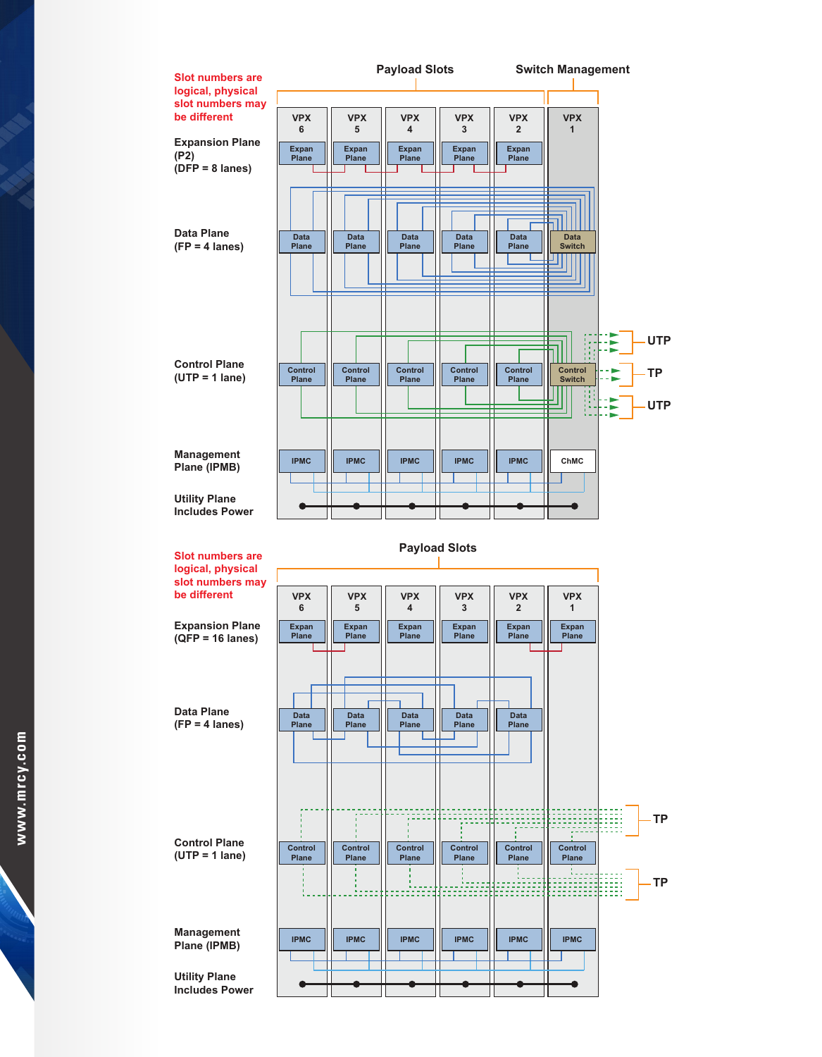Slot numbers are logical, physical slot numbers may be different

Payload Slots

Switch Management

| | VPX 6 | VPX 5 | VPX 4 | VPX 3 | VPX 2 | VPX 1 |
|---|---|---|---|---|---|---|
| Expansion Plane (P2) (DFP = 8 lanes) | Expan Plane | Expan Plane | Expan Plane | Expan Plane | Expan Plane | |
| Data Plane (FP = 4 lanes) | Data Plane | Data Plane | Data Plane | Data Plane | Data Plane | Data Switch |
| Control Plane (UTP = 1 lane) | Control Plane | Control Plane | Control Plane | Control Plane | Control Plane | Control Switch |
| Management Plane (IPMB) | IPMC | IPMC | IPMC | IPMC | IPMC | ChMC |
| Utility Plane Includes Power | | | | | | |

UTP

TP

UTP

Slot numbers are logical, physical slot numbers may be different

Payload Slots

| | VPX 6 | VPX 5 | VPX 4 | VPX 3 | VPX 2 | VPX 1 |
|---|---|---|---|---|---|---|
| Expansion Plane (QFP = 16 lanes) | Expan Plane | Expan Plane | Expan Plane | Expan Plane | Expan Plane | Expan Plane |
| Data Plane (FP = 4 lanes) | Data Plane | Data Plane | Data Plane | Data Plane | Data Plane | |
| Control Plane (UTP = 1 lane) | Control Plane | Control Plane | Control Plane | Control Plane | Control Plane | Control Plane |
| Management Plane (IPMB) | IPMC | IPMC | IPMC | IPMC | IPMC | IPMC |
| Utility Plane Includes Power | | | | | | |

TP

TP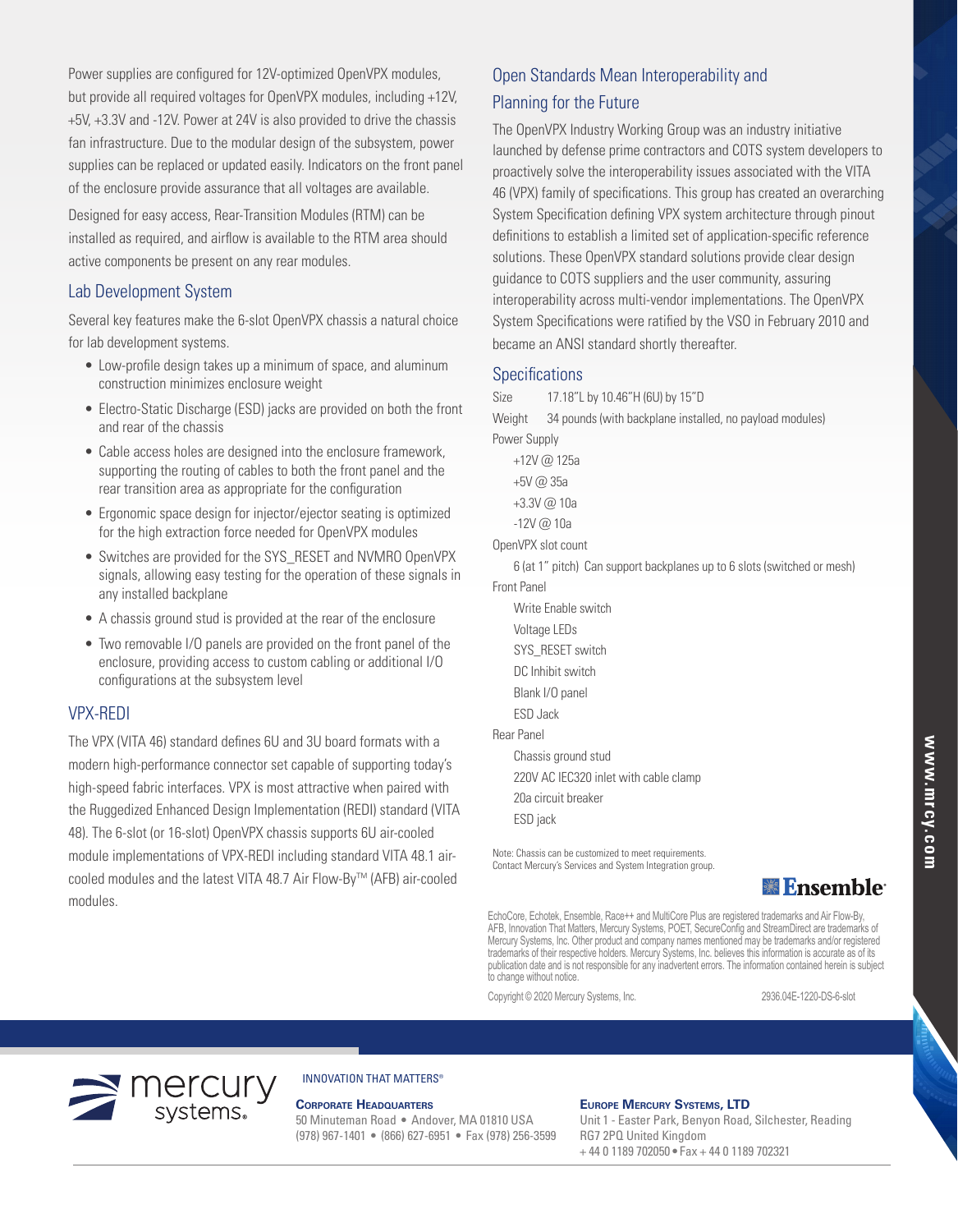Power supplies are configured for 12V-optimized OpenVPX modules, but provide all required voltages for OpenVPX modules, including +12V, +5V, +3.3V and -12V. Power at 24V is also provided to drive the chassis fan infrastructure. Due to the modular design of the subsystem, power supplies can be replaced or updated easily. Indicators on the front panel of the enclosure provide assurance that all voltages are available.

Designed for easy access, Rear-Transition Modules (RTM) can be installed as required, and airflow is available to the RTM area should active components be present on any rear modules.

## Lab Development System

Several key features make the 6-slot OpenVPX chassis a natural choice for lab development systems.

- Low-profile design takes up a minimum of space, and aluminum construction minimizes enclosure weight
- Electro-Static Discharge (ESD) jacks are provided on both the front and rear of the chassis
- Cable access holes are designed into the enclosure framework, supporting the routing of cables to both the front panel and the rear transition area as appropriate for the configuration
- Ergonomic space design for injector/ejector seating is optimized for the high extraction force needed for OpenVPX modules
- Switches are provided for the SYS_RESET and NVMRO OpenVPX signals, allowing easy testing for the operation of these signals in any installed backplane
- A chassis ground stud is provided at the rear of the enclosure
- Two removable I/O panels are provided on the front panel of the enclosure, providing access to custom cabling or additional I/O configurations at the subsystem level

## VPX-REDI

The VPX (VITA 46) standard defines 6U and 3U board formats with a modern high-performance connector set capable of supporting today's high-speed fabric interfaces. VPX is most attractive when paired with the Ruggedized Enhanced Design Implementation (REDI) standard (VITA 48). The 6-slot (or 16-slot) OpenVPX chassis supports 6U air-cooled module implementations of VPX-REDI including standard VITA 48.1 air-cooled modules and the latest VITA 48.7 Air Flow-By™ (AFB) air-cooled modules.

## Open Standards Mean Interoperability and Planning for the Future

The OpenVPX Industry Working Group was an industry initiative launched by defense prime contractors and COTS system developers to proactively solve the interoperability issues associated with the VITA 46 (VPX) family of specifications. This group has created an overarching System Specification defining VPX system architecture through pinout definitions to establish a limited set of application-specific reference solutions. These OpenVPX standard solutions provide clear design guidance to COTS suppliers and the user community, assuring interoperability across multi-vendor implementations. The OpenVPX System Specifications were ratified by the VSO in February 2010 and became an ANSI standard shortly thereafter.

## Specifications

Size 17.18"L by 10.46"H (6U) by 15"D

Weight 34 pounds (with backplane installed, no payload modules)

Power Supply
- +12V @ 125a
- +5V @ 35a
- +3.3V @ 10a
- -12V @ 10a

OpenVPX slot count
- 6 (at 1" pitch) Can support backplanes up to 6 slots (switched or mesh)

Front Panel
- Write Enable switch
- Voltage LEDs
- SYS_RESET switch
- DC Inhibit switch
- Blank I/O panel
- ESD Jack

Rear Panel
- Chassis ground stud
- 220V AC IEC320 inlet with cable clamp
- 20a circuit breaker
- ESD jack

Note: Chassis can be customized to meet requirements.
Contact Mercury's Services and System Integration group.

Ensemble

EchoCore, Echotek, Ensemble, Race++ and MultiCore Plus are registered trademarks and Air Flow-By, AFB, Innovation That Matters, Mercury Systems, POET, SecureConfig and StreamDirect are trademarks of Mercury Systems, Inc. Other product and company names mentioned may be trademarks and/or registered trademarks of their respective holders. Mercury Systems, Inc. believes this information is accurate as of its publication date and is not responsible for any inadvertent errors. The information contained herein is subject to change without notice.

Copyright © 2020 Mercury Systems, Inc. 2936.04E-1220-DS-6-slot

mercury systems

INNOVATION THAT MATTERS®

**Corporate Headquarters**
50 Minuteman Road • Andover, MA 01810 USA
(978) 967-1401 • (866) 627-6951 • Fax (978) 256-3599

**Europe Mercury Systems, Ltd**
Unit 1 - Easter Park, Benyon Road, Silchester, Reading RG7 2PQ United Kingdom
+ 44 0 1189 702050 • Fax + 44 0 1189 702321

www.mrcy.com